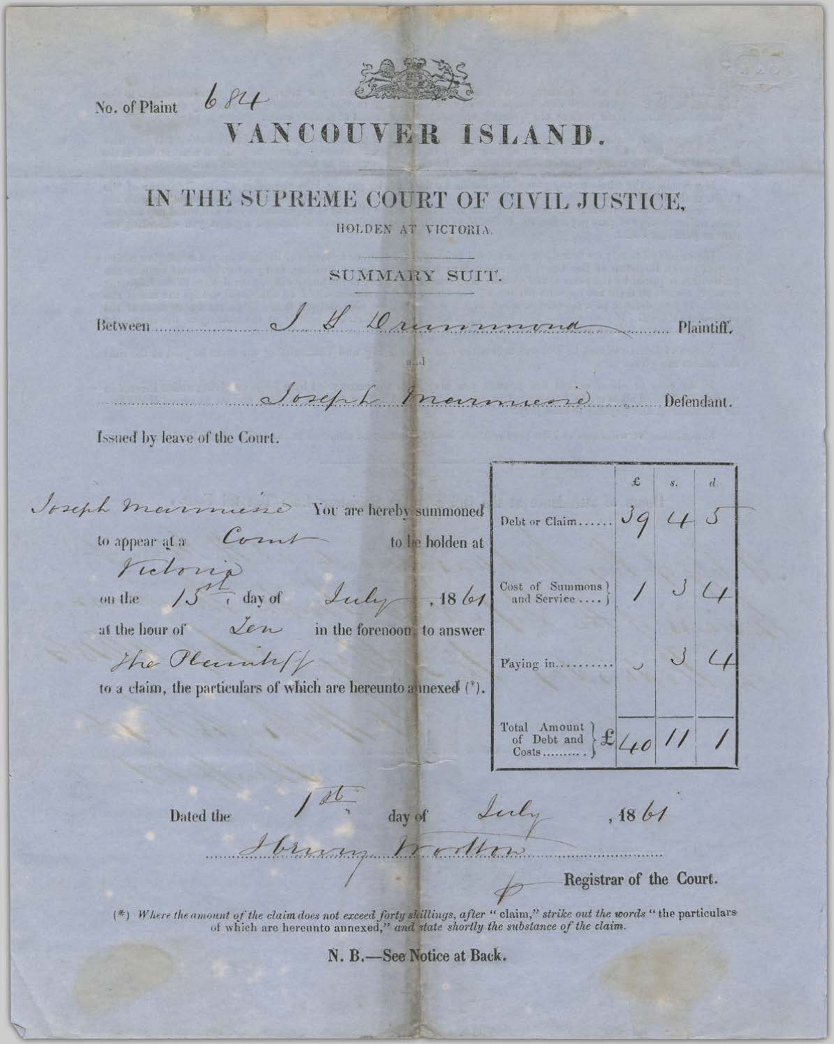No. of Plaint 684

# VANCOUVER ISLAND.

## IN THE SUPREME COURT OF CIVIL JUSTICE,

HOLDEN AT VICTORIA.

### SUMMARY SUIT.

Between ............ J. H. Drummond ............ Plaintiff,

and

............ Joseph Marmaire ............ Defendant.

Issued by leave of the Court.

Joseph Marmaire You are hereby summoned to appear at a Court to be holden at Victoria on the 15th day of July, 1861 at the hour of Ten in the forenoon, to answer the Plaintiff to a claim, the particulars of which are hereunto annexed (*).

| | £ | s. | d. |
|---|---|---|---|
| Debt or Claim...... | 39 | 4 | 5 |
| Cost of Summons and Service .... | 1 | 3 | 4 |
| Paying in......... | " | 3 | 4 |
| Total Amount of Debt and Costs......... | £40 | 11 | 1 |

Dated the 1st day of July, 1861

............ Henry Wootton ............

p Registrar of the Court.

(*) *Where the amount of the claim does not exceed forty shillings, after "claim," strike out the words "the particulars of which are hereunto annexed," and state shortly the substance of the claim.*

**N. B.—See Notice at Back.**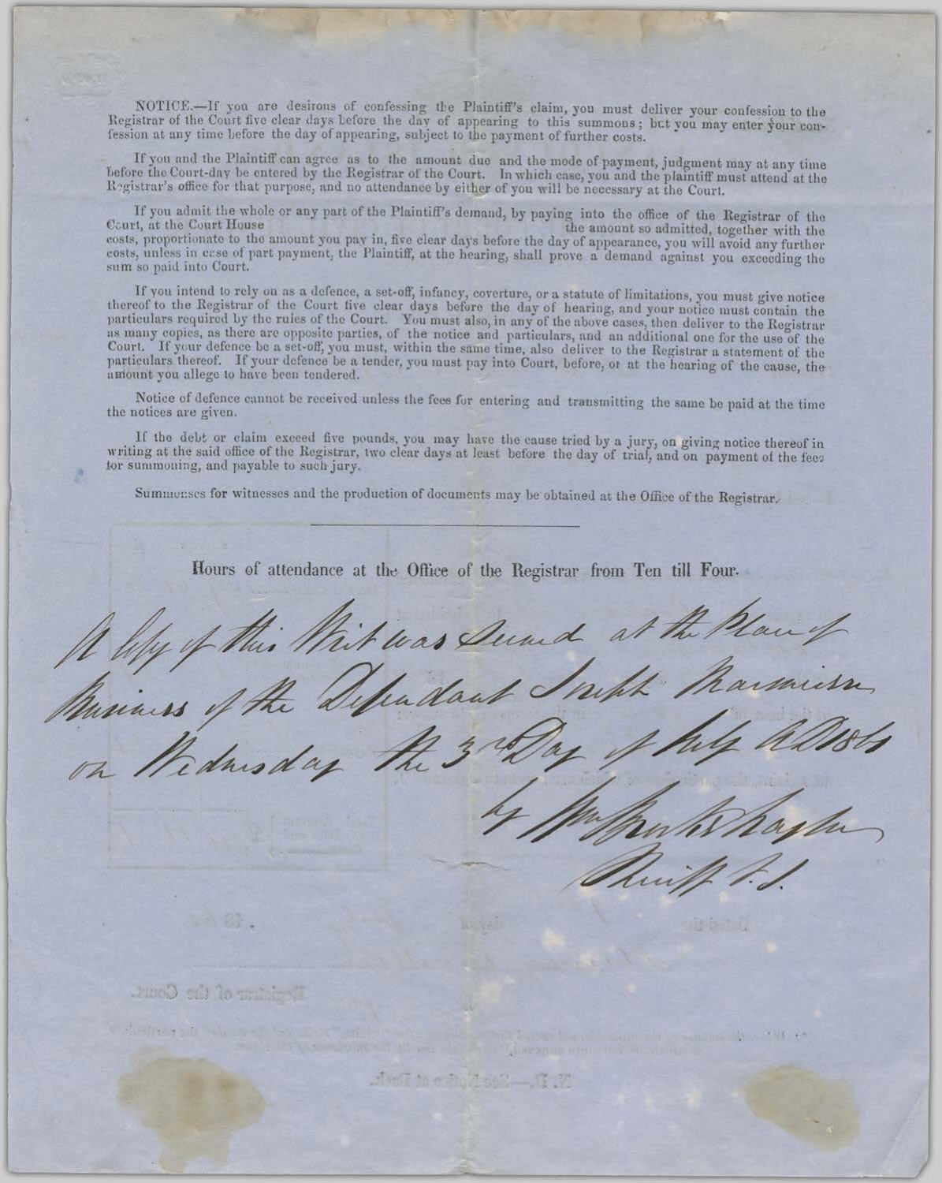NOTICE.—If you are desirous of confessing the Plaintiff's claim, you must deliver your confession to the Registrar of the Court five clear days before the day of appearing to this summons; but you may enter your confession at any time before the day of appearing, subject to the payment of further costs.

If you and the Plaintiff can agree as to the amount due and the mode of payment, judgment may at any time before the Court-day be entered by the Registrar of the Court. In which case, you and the plaintiff must attend at the Registrar's office for that purpose, and no attendance by either of you will be necessary at the Court.

If you admit the whole or any part of the Plaintiff's demand, by paying into the office of the Registrar of the Court, at the Court House the amount so admitted, together with the costs, proportionate to the amount you pay in, five clear days before the day of appearance, you will avoid any further costs, unless in case of part payment, the Plaintiff, at the hearing, shall prove a demand against you exceeding the sum so paid into Court.

If you intend to rely on as a defence, a set-off, infancy, coverture, or a statute of limitations, you must give notice thereof to the Registrar of the Court five clear days before the day of hearing, and your notice must contain the particulars required by the rules of the Court. You must also, in any of the above cases, then deliver to the Registrar as many copies, as there are opposite parties, of the notice and particulars, and an additional one for the use of the Court. If your defence be a set-off, you must, within the same time, also deliver to the Registrar a statement of the particulars thereof. If your defence be a tender, you must pay into Court, before, or at the hearing of the cause, the amount you allege to have been tendered.

Notice of defence cannot be received unless the fees for entering and transmitting the same be paid at the time the notices are given.

If the debt or claim exceed five pounds, you may have the cause tried by a jury, on giving notice thereof in writing at the said office of the Registrar, two clear days at least before the day of trial, and on payment of the fees for summoning, and payable to such jury.

Summonses for witnesses and the production of documents may be obtained at the Office of the Registrar.

---

Hours of attendance at the Office of the Registrar from Ten till Four.

A Copy of this Writ was served at the Place of Business of the Defendant Joseph Marmion on Wednesday the 3rd Day of July AD 1861

by Wm Brotherhagen

Sheriff T.S.